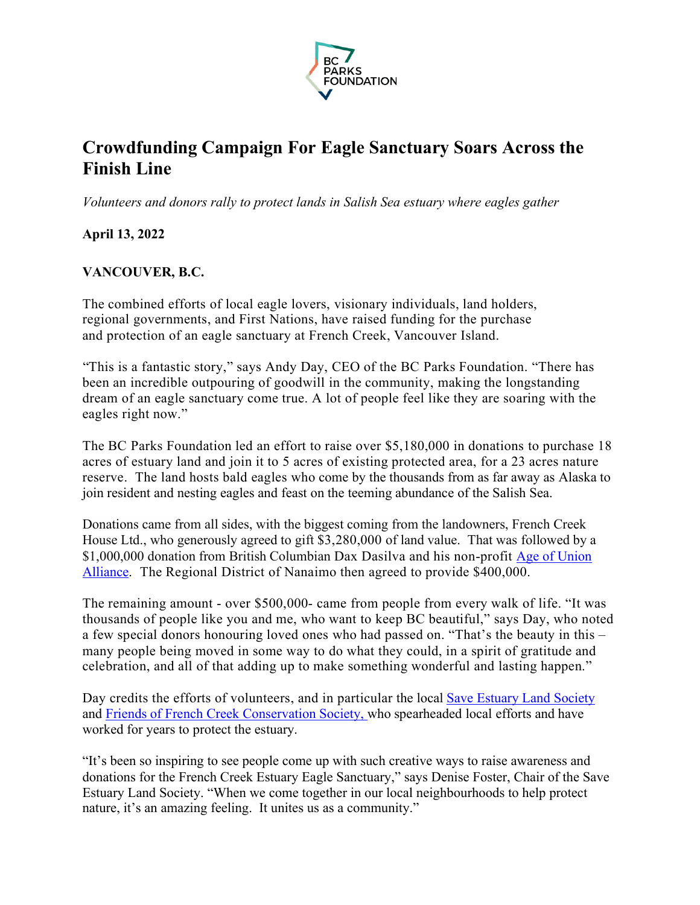# Crowdfunding Campaign For Eagle Sanctuary Soars Across the Finish Line

*Volunteers and donors rally to protect lands in Salish Sea estuary where eagles gather*

**April 13, 2022**

**VANCOUVER, B.C.**

The combined efforts of local eagle lovers, visionary individuals, land holders, regional governments, and First Nations, have raised funding for the purchase and protection of an eagle sanctuary at French Creek, Vancouver Island.

"This is a fantastic story," says Andy Day, CEO of the BC Parks Foundation. "There has been an incredible outpouring of goodwill in the community, making the longstanding dream of an eagle sanctuary come true. A lot of people feel like they are soaring with the eagles right now."

The BC Parks Foundation led an effort to raise over $5,180,000 in donations to purchase 18 acres of estuary land and join it to 5 acres of existing protected area, for a 23 acres nature reserve. The land hosts bald eagles who come by the thousands from as far away as Alaska to join resident and nesting eagles and feast on the teeming abundance of the Salish Sea.

Donations came from all sides, with the biggest coming from the landowners, French Creek House Ltd., who generously agreed to gift $3,280,000 of land value. That was followed by a $1,000,000 donation from British Columbian Dax Dasilva and his non-profit Age of Union Alliance. The Regional District of Nanaimo then agreed to provide $400,000.

The remaining amount - over $500,000- came from people from every walk of life. "It was thousands of people like you and me, who want to keep BC beautiful," says Day, who noted a few special donors honouring loved ones who had passed on. "That's the beauty in this – many people being moved in some way to do what they could, in a spirit of gratitude and celebration, and all of that adding up to make something wonderful and lasting happen."

Day credits the efforts of volunteers, and in particular the local Save Estuary Land Society and Friends of French Creek Conservation Society, who spearheaded local efforts and have worked for years to protect the estuary.

"It's been so inspiring to see people come up with such creative ways to raise awareness and donations for the French Creek Estuary Eagle Sanctuary," says Denise Foster, Chair of the Save Estuary Land Society. "When we come together in our local neighbourhoods to help protect nature, it's an amazing feeling. It unites us as a community."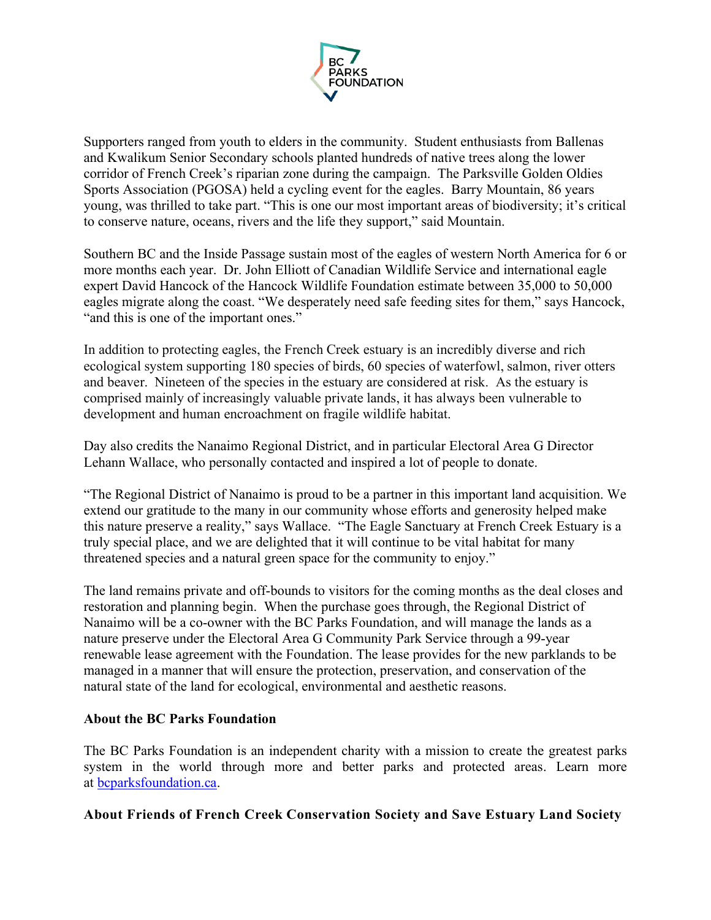Supporters ranged from youth to elders in the community.  Student enthusiasts from Ballenas and Kwalikum Senior Secondary schools planted hundreds of native trees along the lower corridor of French Creek's riparian zone during the campaign.  The Parksville Golden Oldies Sports Association (PGOSA) held a cycling event for the eagles.  Barry Mountain, 86 years young, was thrilled to take part. "This is one our most important areas of biodiversity; it's critical to conserve nature, oceans, rivers and the life they support," said Mountain.

Southern BC and the Inside Passage sustain most of the eagles of western North America for 6 or more months each year.  Dr. John Elliott of Canadian Wildlife Service and international eagle expert David Hancock of the Hancock Wildlife Foundation estimate between 35,000 to 50,000 eagles migrate along the coast. "We desperately need safe feeding sites for them," says Hancock, "and this is one of the important ones."

In addition to protecting eagles, the French Creek estuary is an incredibly diverse and rich ecological system supporting 180 species of birds, 60 species of waterfowl, salmon, river otters and beaver.  Nineteen of the species in the estuary are considered at risk.  As the estuary is comprised mainly of increasingly valuable private lands, it has always been vulnerable to development and human encroachment on fragile wildlife habitat.

Day also credits the Nanaimo Regional District, and in particular Electoral Area G Director Lehann Wallace, who personally contacted and inspired a lot of people to donate.

"The Regional District of Nanaimo is proud to be a partner in this important land acquisition. We extend our gratitude to the many in our community whose efforts and generosity helped make this nature preserve a reality," says Wallace.  "The Eagle Sanctuary at French Creek Estuary is a truly special place, and we are delighted that it will continue to be vital habitat for many threatened species and a natural green space for the community to enjoy."

The land remains private and off-bounds to visitors for the coming months as the deal closes and restoration and planning begin.  When the purchase goes through, the Regional District of Nanaimo will be a co-owner with the BC Parks Foundation, and will manage the lands as a nature preserve under the Electoral Area G Community Park Service through a 99-year renewable lease agreement with the Foundation. The lease provides for the new parklands to be managed in a manner that will ensure the protection, preservation, and conservation of the natural state of the land for ecological, environmental and aesthetic reasons.

**About the BC Parks Foundation**

The BC Parks Foundation is an independent charity with a mission to create the greatest parks system in the world through more and better parks and protected areas. Learn more at [bcparksfoundation.ca](bcparksfoundation.ca).

**About Friends of French Creek Conservation Society and Save Estuary Land Society**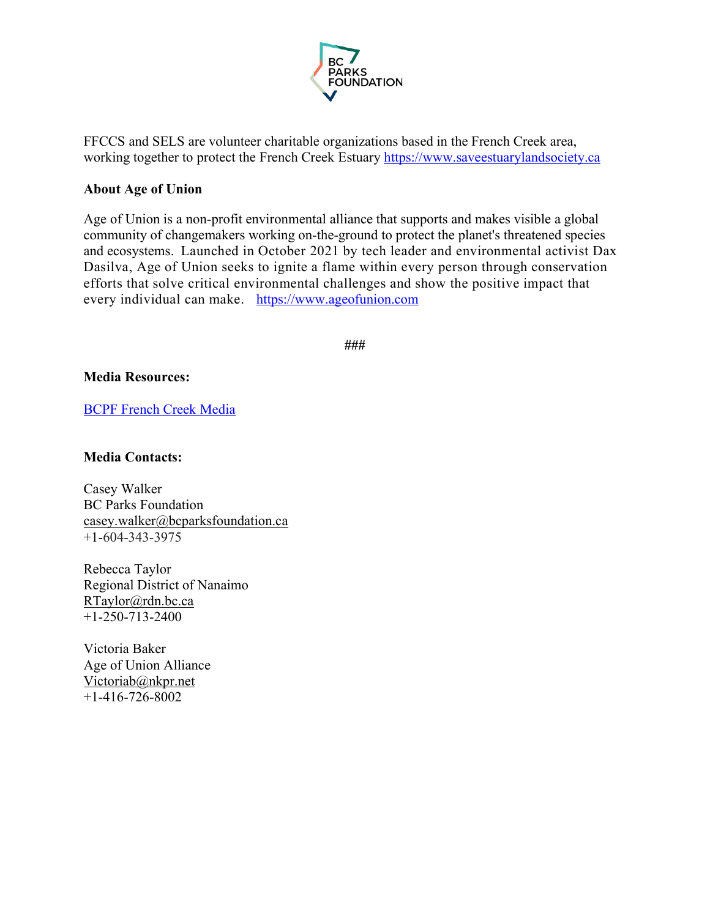FFCCS and SELS are volunteer charitable organizations based in the French Creek area, working together to protect the French Creek Estuary https://www.saveestuarylandsociety.ca

**About Age of Union**

Age of Union is a non-profit environmental alliance that supports and makes visible a global community of changemakers working on-the-ground to protect the planet's threatened species and ecosystems. Launched in October 2021 by tech leader and environmental activist Dax Dasilva, Age of Union seeks to ignite a flame within every person through conservation efforts that solve critical environmental challenges and show the positive impact that every individual can make. https://www.ageofunion.com

###

**Media Resources:**

BCPF French Creek Media

**Media Contacts:**

Casey Walker
BC Parks Foundation
casey.walker@bcparksfoundation.ca
+1-604-343-3975

Rebecca Taylor
Regional District of Nanaimo
RTaylor@rdn.bc.ca
+1-250-713-2400

Victoria Baker
Age of Union Alliance
Victoriab@nkpr.net
+1-416-726-8002